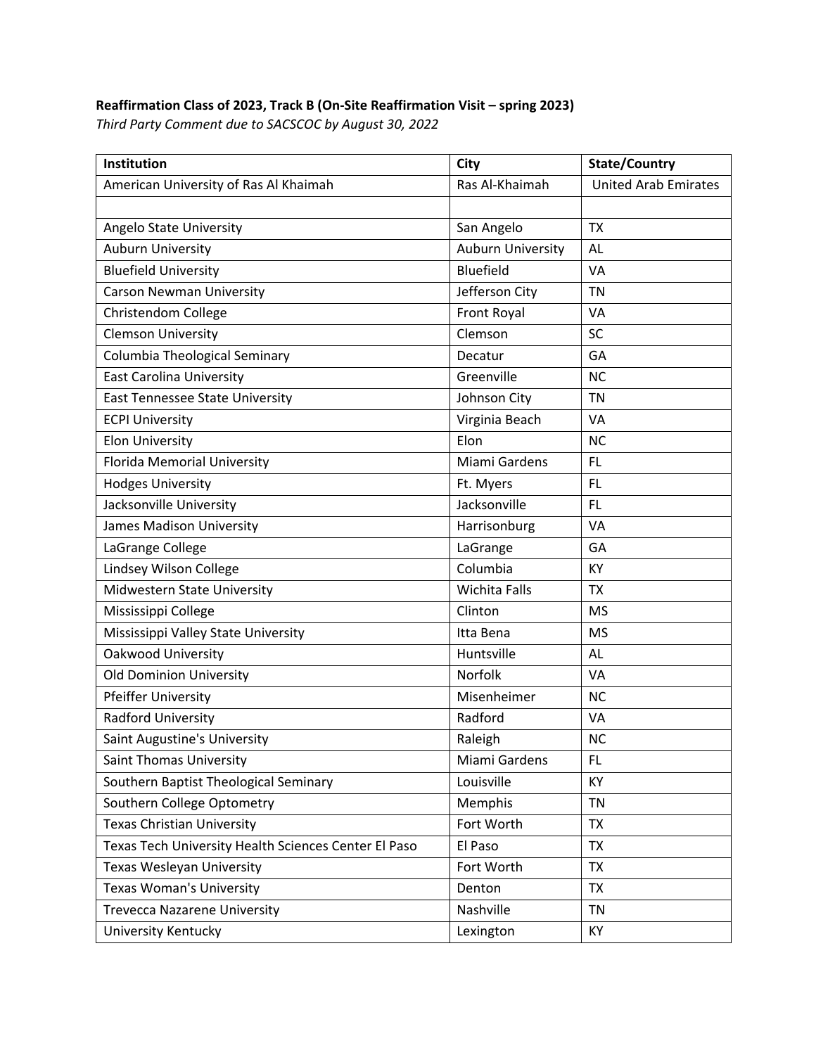**Reaffirmation Class of 2023, Track B (On-Site Reaffirmation Visit – spring 2023)**

*Third Party Comment due to SACSCOC by August 30, 2022*

| Institution | City | State/Country |
|---|---|---|
| American University of Ras Al Khaimah | Ras Al-Khaimah | United Arab Emirates |
| | | |
| Angelo State University | San Angelo | TX |
| Auburn University | Auburn University | AL |
| Bluefield University | Bluefield | VA |
| Carson Newman University | Jefferson City | TN |
| Christendom College | Front Royal | VA |
| Clemson University | Clemson | SC |
| Columbia Theological Seminary | Decatur | GA |
| East Carolina University | Greenville | NC |
| East Tennessee State University | Johnson City | TN |
| ECPI University | Virginia Beach | VA |
| Elon University | Elon | NC |
| Florida Memorial University | Miami Gardens | FL |
| Hodges University | Ft. Myers | FL |
| Jacksonville University | Jacksonville | FL |
| James Madison University | Harrisonburg | VA |
| LaGrange College | LaGrange | GA |
| Lindsey Wilson College | Columbia | KY |
| Midwestern State University | Wichita Falls | TX |
| Mississippi College | Clinton | MS |
| Mississippi Valley State University | Itta Bena | MS |
| Oakwood University | Huntsville | AL |
| Old Dominion University | Norfolk | VA |
| Pfeiffer University | Misenheimer | NC |
| Radford University | Radford | VA |
| Saint Augustine's University | Raleigh | NC |
| Saint Thomas University | Miami Gardens | FL |
| Southern Baptist Theological Seminary | Louisville | KY |
| Southern College Optometry | Memphis | TN |
| Texas Christian University | Fort Worth | TX |
| Texas Tech University Health Sciences Center El Paso | El Paso | TX |
| Texas Wesleyan University | Fort Worth | TX |
| Texas Woman's University | Denton | TX |
| Trevecca Nazarene University | Nashville | TN |
| University Kentucky | Lexington | KY |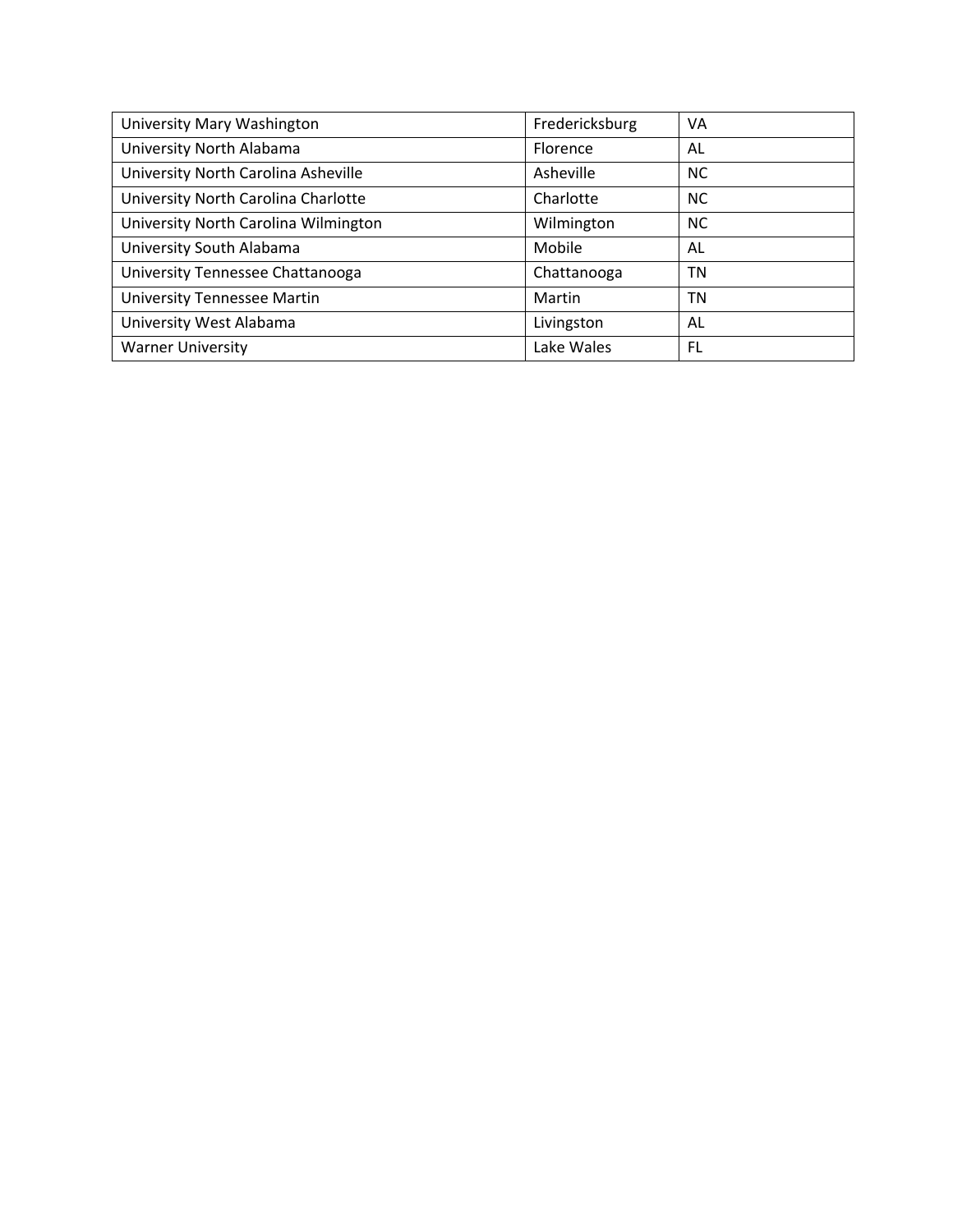| | | |
|---|---|---|
| University Mary Washington | Fredericksburg | VA |
| University North Alabama | Florence | AL |
| University North Carolina Asheville | Asheville | NC |
| University North Carolina Charlotte | Charlotte | NC |
| University North Carolina Wilmington | Wilmington | NC |
| University South Alabama | Mobile | AL |
| University Tennessee Chattanooga | Chattanooga | TN |
| University Tennessee Martin | Martin | TN |
| University West Alabama | Livingston | AL |
| Warner University | Lake Wales | FL |